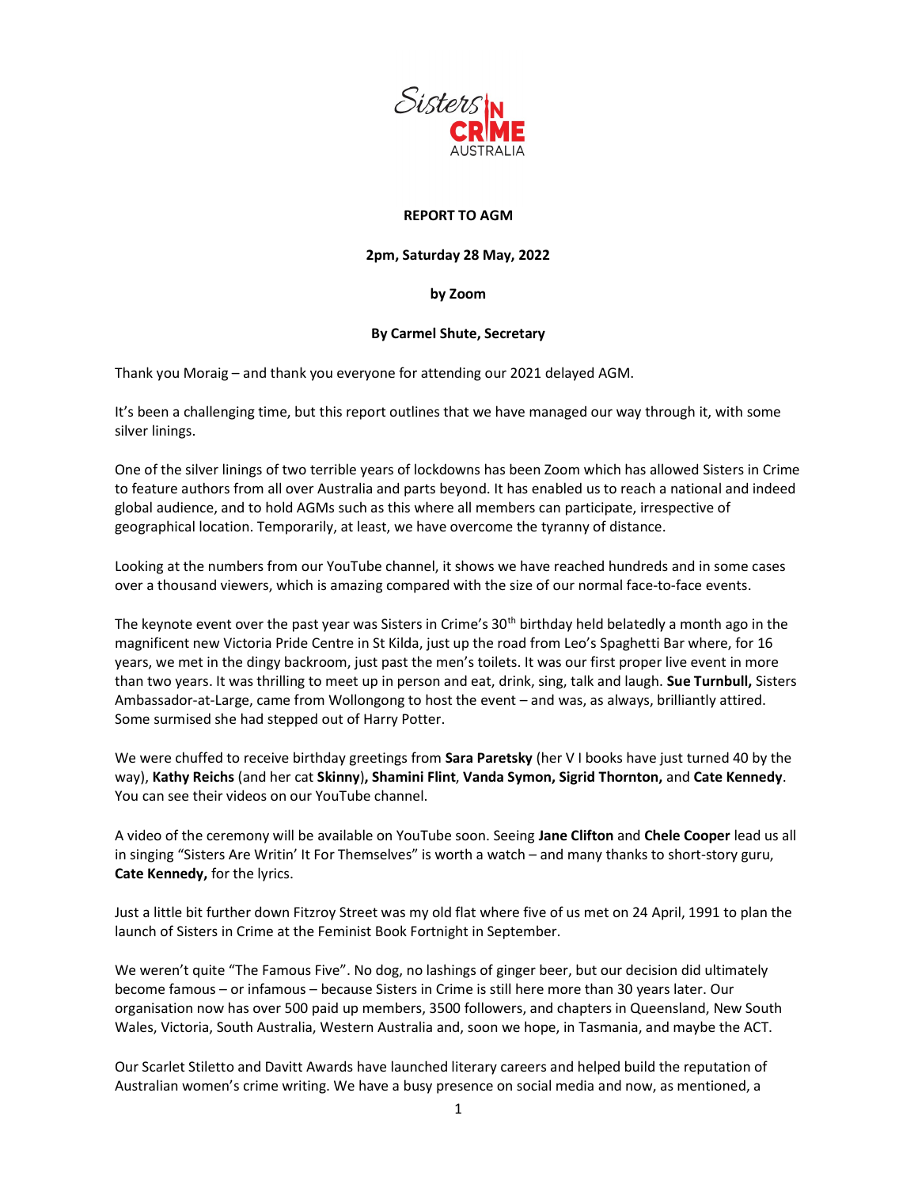Sisters IN CRIME AUSTRALIA

**REPORT TO AGM**

**2pm, Saturday 28 May, 2022**

**by Zoom**

**By Carmel Shute, Secretary**

Thank you Moraig – and thank you everyone for attending our 2021 delayed AGM.

It's been a challenging time, but this report outlines that we have managed our way through it, with some silver linings.

One of the silver linings of two terrible years of lockdowns has been Zoom which has allowed Sisters in Crime to feature authors from all over Australia and parts beyond. It has enabled us to reach a national and indeed global audience, and to hold AGMs such as this where all members can participate, irrespective of geographical location. Temporarily, at least, we have overcome the tyranny of distance.

Looking at the numbers from our YouTube channel, it shows we have reached hundreds and in some cases over a thousand viewers, which is amazing compared with the size of our normal face-to-face events.

The keynote event over the past year was Sisters in Crime's 30th birthday held belatedly a month ago in the magnificent new Victoria Pride Centre in St Kilda, just up the road from Leo's Spaghetti Bar where, for 16 years, we met in the dingy backroom, just past the men's toilets. It was our first proper live event in more than two years. It was thrilling to meet up in person and eat, drink, sing, talk and laugh. **Sue Turnbull,** Sisters Ambassador-at-Large, came from Wollongong to host the event – and was, as always, brilliantly attired. Some surmised she had stepped out of Harry Potter.

We were chuffed to receive birthday greetings from **Sara Paretsky** (her V I books have just turned 40 by the way), **Kathy Reichs** (and her cat **Skinny**)**, Shamini Flint**, **Vanda Symon, Sigrid Thornton,** and **Cate Kennedy**. You can see their videos on our YouTube channel.

A video of the ceremony will be available on YouTube soon. Seeing **Jane Clifton** and **Chele Cooper** lead us all in singing "Sisters Are Writin' It For Themselves" is worth a watch – and many thanks to short-story guru, **Cate Kennedy,** for the lyrics.

Just a little bit further down Fitzroy Street was my old flat where five of us met on 24 April, 1991 to plan the launch of Sisters in Crime at the Feminist Book Fortnight in September.

We weren't quite "The Famous Five". No dog, no lashings of ginger beer, but our decision did ultimately become famous – or infamous – because Sisters in Crime is still here more than 30 years later. Our organisation now has over 500 paid up members, 3500 followers, and chapters in Queensland, New South Wales, Victoria, South Australia, Western Australia and, soon we hope, in Tasmania, and maybe the ACT.

Our Scarlet Stiletto and Davitt Awards have launched literary careers and helped build the reputation of Australian women's crime writing. We have a busy presence on social media and now, as mentioned, a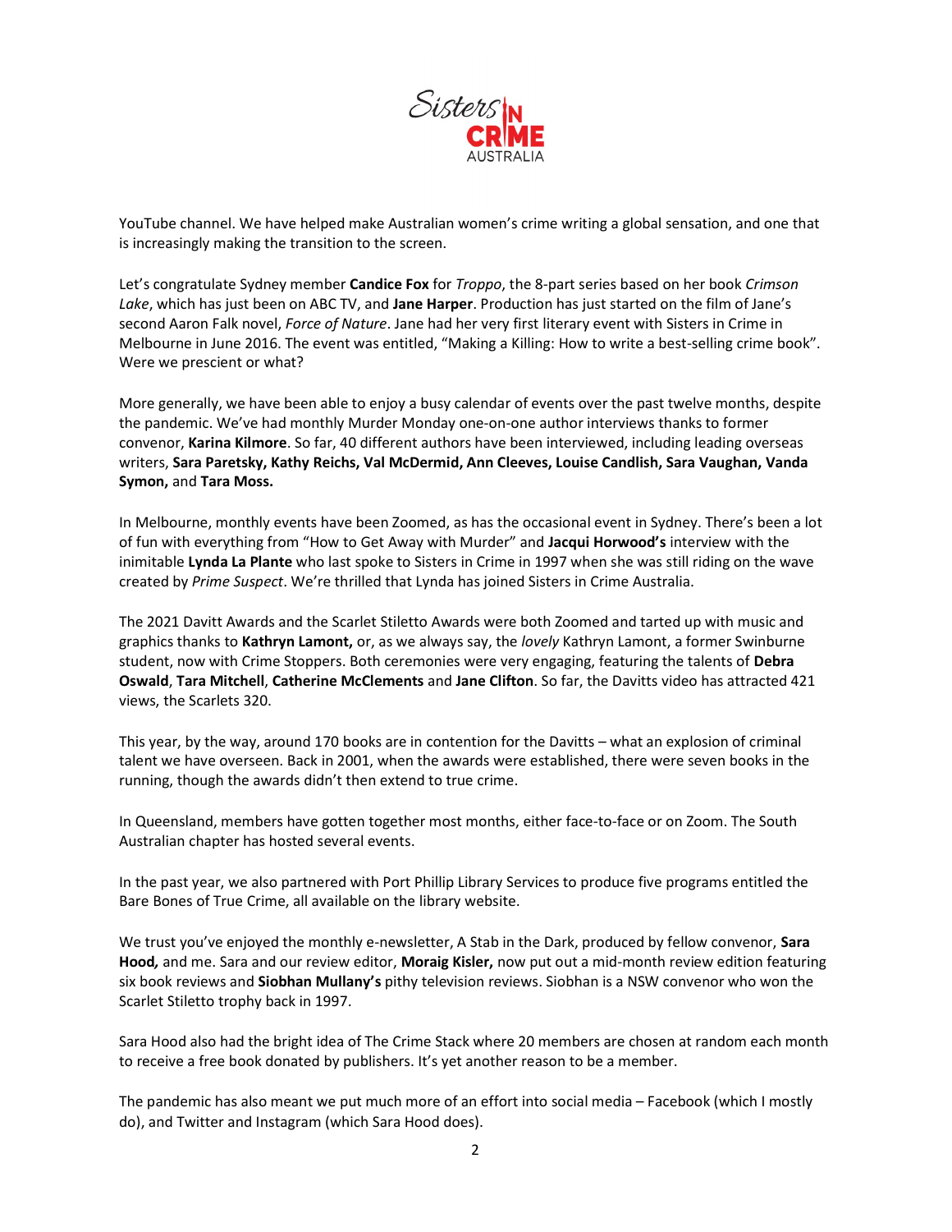YouTube channel. We have helped make Australian women's crime writing a global sensation, and one that is increasingly making the transition to the screen.

Let's congratulate Sydney member **Candice Fox** for *Troppo*, the 8-part series based on her book *Crimson Lake*, which has just been on ABC TV, and **Jane Harper**. Production has just started on the film of Jane's second Aaron Falk novel, *Force of Nature*. Jane had her very first literary event with Sisters in Crime in Melbourne in June 2016. The event was entitled, "Making a Killing: How to write a best-selling crime book". Were we prescient or what?

More generally, we have been able to enjoy a busy calendar of events over the past twelve months, despite the pandemic. We've had monthly Murder Monday one-on-one author interviews thanks to former convenor, **Karina Kilmore**. So far, 40 different authors have been interviewed, including leading overseas writers, **Sara Paretsky, Kathy Reichs, Val McDermid, Ann Cleeves, Louise Candlish, Sara Vaughan, Vanda Symon,** and **Tara Moss.**

In Melbourne, monthly events have been Zoomed, as has the occasional event in Sydney. There's been a lot of fun with everything from "How to Get Away with Murder" and **Jacqui Horwood's** interview with the inimitable **Lynda La Plante** who last spoke to Sisters in Crime in 1997 when she was still riding on the wave created by *Prime Suspect*. We're thrilled that Lynda has joined Sisters in Crime Australia.

The 2021 Davitt Awards and the Scarlet Stiletto Awards were both Zoomed and tarted up with music and graphics thanks to **Kathryn Lamont,** or, as we always say, the *lovely* Kathryn Lamont, a former Swinburne student, now with Crime Stoppers. Both ceremonies were very engaging, featuring the talents of **Debra Oswald**, **Tara Mitchell**, **Catherine McClements** and **Jane Clifton**. So far, the Davitts video has attracted 421 views, the Scarlets 320.

This year, by the way, around 170 books are in contention for the Davitts – what an explosion of criminal talent we have overseen. Back in 2001, when the awards were established, there were seven books in the running, though the awards didn't then extend to true crime.

In Queensland, members have gotten together most months, either face-to-face or on Zoom. The South Australian chapter has hosted several events.

In the past year, we also partnered with Port Phillip Library Services to produce five programs entitled the Bare Bones of True Crime, all available on the library website.

We trust you've enjoyed the monthly e-newsletter, A Stab in the Dark, produced by fellow convenor, **Sara Hood,** and me. Sara and our review editor, **Moraig Kisler,** now put out a mid-month review edition featuring six book reviews and **Siobhan Mullany's** pithy television reviews. Siobhan is a NSW convenor who won the Scarlet Stiletto trophy back in 1997.

Sara Hood also had the bright idea of The Crime Stack where 20 members are chosen at random each month to receive a free book donated by publishers. It's yet another reason to be a member.

The pandemic has also meant we put much more of an effort into social media – Facebook (which I mostly do), and Twitter and Instagram (which Sara Hood does).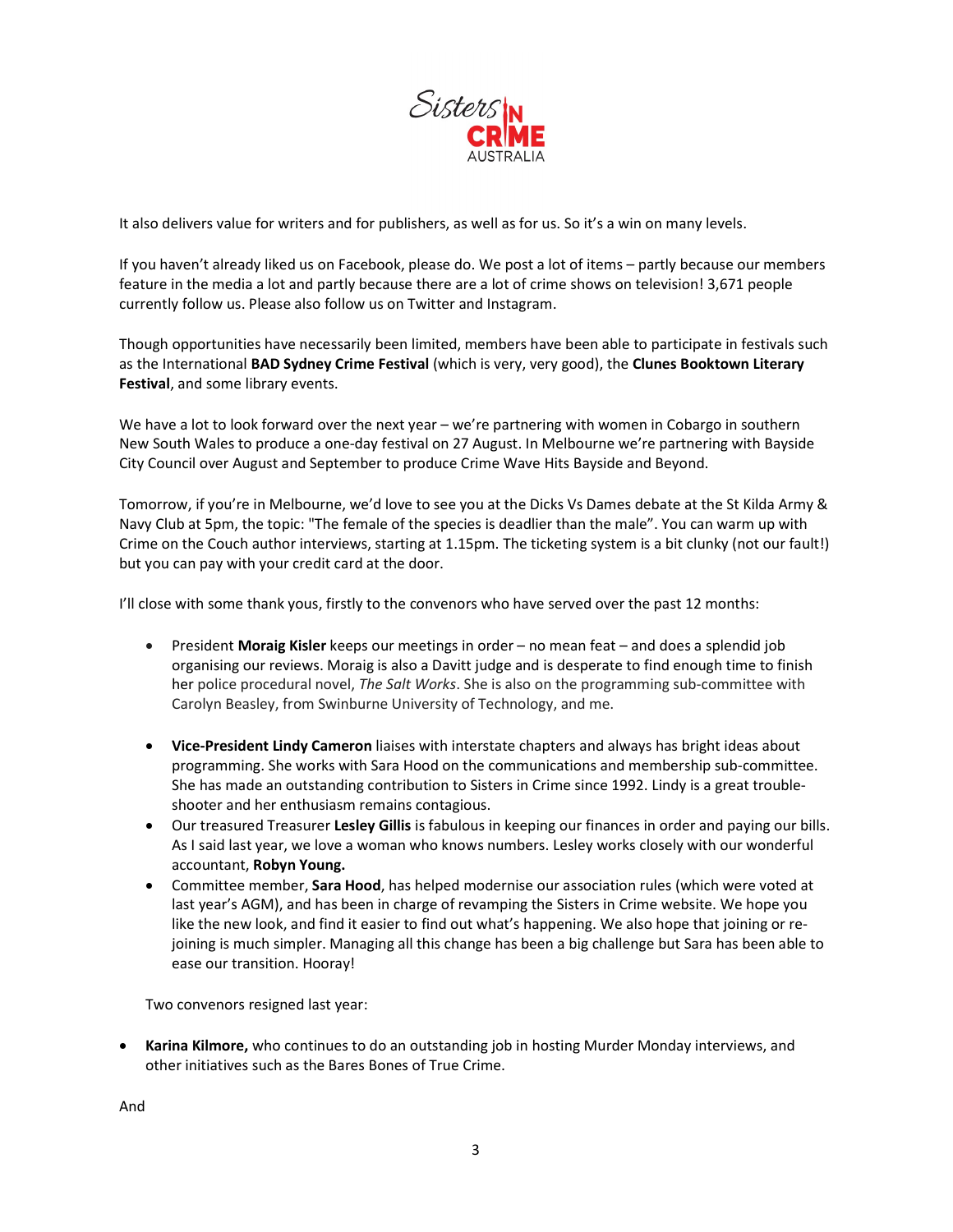It also delivers value for writers and for publishers, as well as for us. So it's a win on many levels.

If you haven't already liked us on Facebook, please do. We post a lot of items – partly because our members feature in the media a lot and partly because there are a lot of crime shows on television! 3,671 people currently follow us. Please also follow us on Twitter and Instagram.

Though opportunities have necessarily been limited, members have been able to participate in festivals such as the International **BAD Sydney Crime Festival** (which is very, very good), the **Clunes Booktown Literary Festival**, and some library events.

We have a lot to look forward over the next year – we're partnering with women in Cobargo in southern New South Wales to produce a one-day festival on 27 August. In Melbourne we're partnering with Bayside City Council over August and September to produce Crime Wave Hits Bayside and Beyond.

Tomorrow, if you're in Melbourne, we'd love to see you at the Dicks Vs Dames debate at the St Kilda Army & Navy Club at 5pm, the topic: "The female of the species is deadlier than the male". You can warm up with Crime on the Couch author interviews, starting at 1.15pm. The ticketing system is a bit clunky (not our fault!) but you can pay with your credit card at the door.

I'll close with some thank yous, firstly to the convenors who have served over the past 12 months:

- President **Moraig Kisler** keeps our meetings in order – no mean feat – and does a splendid job organising our reviews. Moraig is also a Davitt judge and is desperate to find enough time to finish her police procedural novel, *The Salt Works*. She is also on the programming sub-committee with Carolyn Beasley, from Swinburne University of Technology, and me.
- **Vice-President Lindy Cameron** liaises with interstate chapters and always has bright ideas about programming. She works with Sara Hood on the communications and membership sub-committee. She has made an outstanding contribution to Sisters in Crime since 1992. Lindy is a great trouble-shooter and her enthusiasm remains contagious.
- Our treasured Treasurer **Lesley Gillis** is fabulous in keeping our finances in order and paying our bills. As I said last year, we love a woman who knows numbers. Lesley works closely with our wonderful accountant, **Robyn Young.**
- Committee member, **Sara Hood**, has helped modernise our association rules (which were voted at last year's AGM), and has been in charge of revamping the Sisters in Crime website. We hope you like the new look, and find it easier to find out what's happening. We also hope that joining or re-joining is much simpler. Managing all this change has been a big challenge but Sara has been able to ease our transition. Hooray!

Two convenors resigned last year:

- **Karina Kilmore,** who continues to do an outstanding job in hosting Murder Monday interviews, and other initiatives such as the Bares Bones of True Crime.

And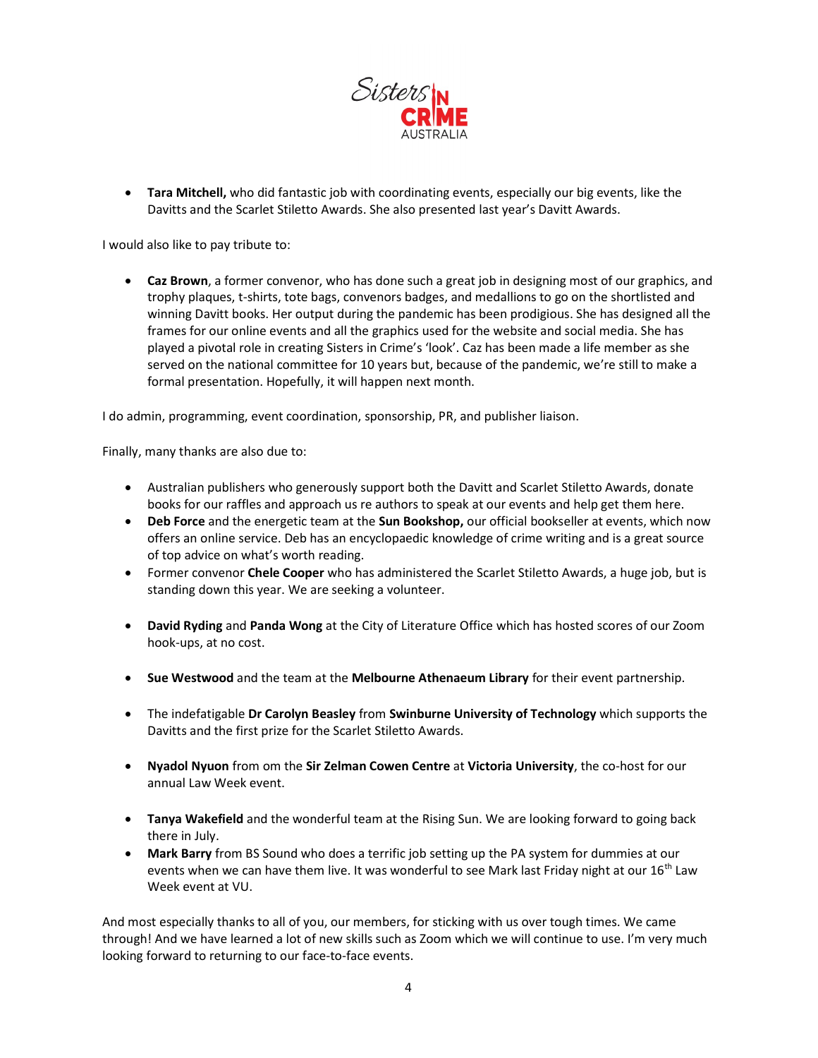- **Tara Mitchell,** who did fantastic job with coordinating events, especially our big events, like the Davitts and the Scarlet Stiletto Awards. She also presented last year's Davitt Awards.

I would also like to pay tribute to:

- **Caz Brown**, a former convenor, who has done such a great job in designing most of our graphics, and trophy plaques, t-shirts, tote bags, convenors badges, and medallions to go on the shortlisted and winning Davitt books. Her output during the pandemic has been prodigious. She has designed all the frames for our online events and all the graphics used for the website and social media. She has played a pivotal role in creating Sisters in Crime's 'look'. Caz has been made a life member as she served on the national committee for 10 years but, because of the pandemic, we're still to make a formal presentation. Hopefully, it will happen next month.

I do admin, programming, event coordination, sponsorship, PR, and publisher liaison.

Finally, many thanks are also due to:

- Australian publishers who generously support both the Davitt and Scarlet Stiletto Awards, donate books for our raffles and approach us re authors to speak at our events and help get them here.
- **Deb Force** and the energetic team at the **Sun Bookshop,** our official bookseller at events, which now offers an online service. Deb has an encyclopaedic knowledge of crime writing and is a great source of top advice on what's worth reading.
- Former convenor **Chele Cooper** who has administered the Scarlet Stiletto Awards, a huge job, but is standing down this year. We are seeking a volunteer.
- **David Ryding** and **Panda Wong** at the City of Literature Office which has hosted scores of our Zoom hook-ups, at no cost.
- **Sue Westwood** and the team at the **Melbourne Athenaeum Library** for their event partnership.
- The indefatigable **Dr Carolyn Beasley** from **Swinburne University of Technology** which supports the Davitts and the first prize for the Scarlet Stiletto Awards.
- **Nyadol Nyuon** from om the **Sir Zelman Cowen Centre** at **Victoria University**, the co-host for our annual Law Week event.
- **Tanya Wakefield** and the wonderful team at the Rising Sun. We are looking forward to going back there in July.
- **Mark Barry** from BS Sound who does a terrific job setting up the PA system for dummies at our events when we can have them live. It was wonderful to see Mark last Friday night at our 16th Law Week event at VU.

And most especially thanks to all of you, our members, for sticking with us over tough times. We came through! And we have learned a lot of new skills such as Zoom which we will continue to use. I'm very much looking forward to returning to our face-to-face events.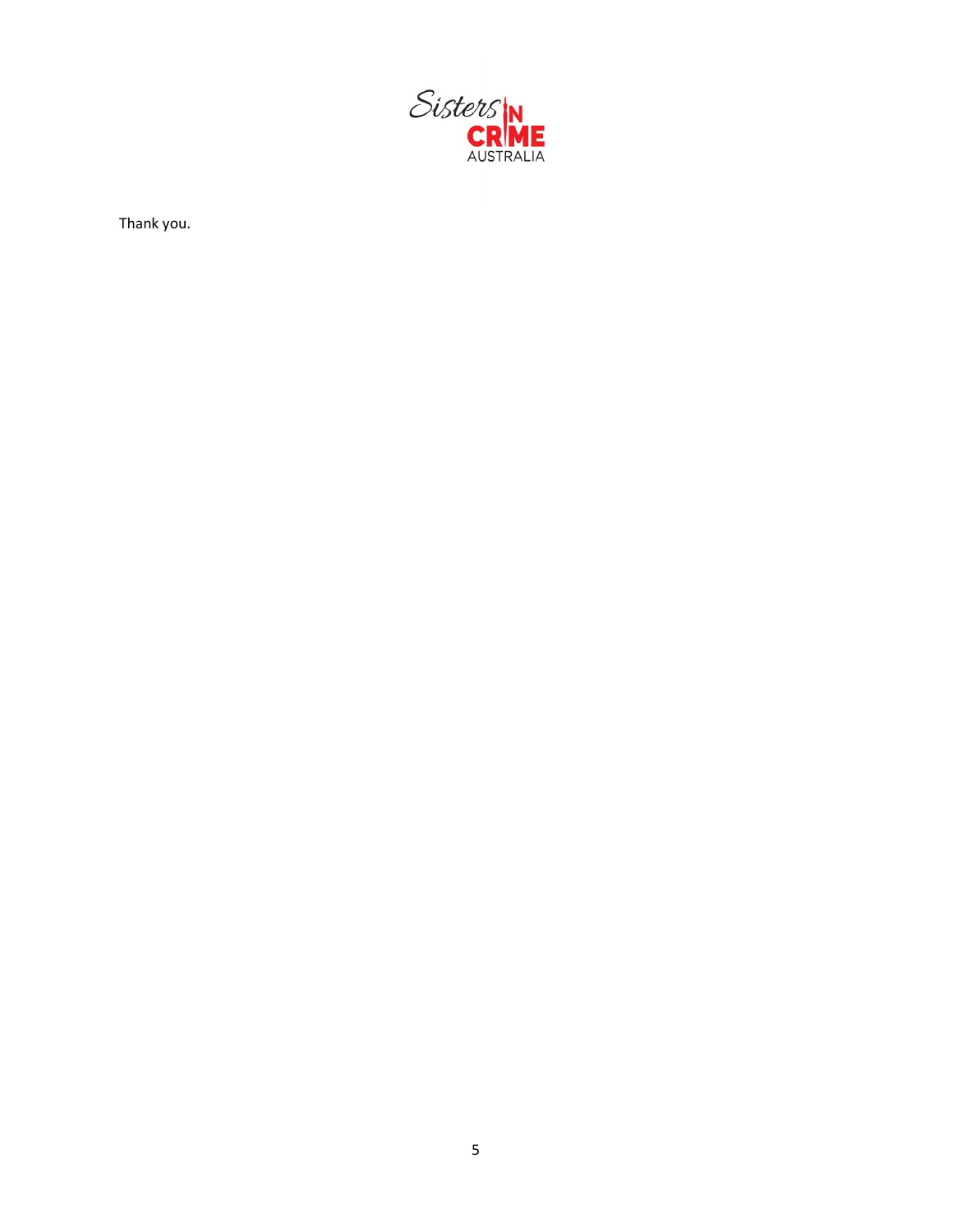Thank you.